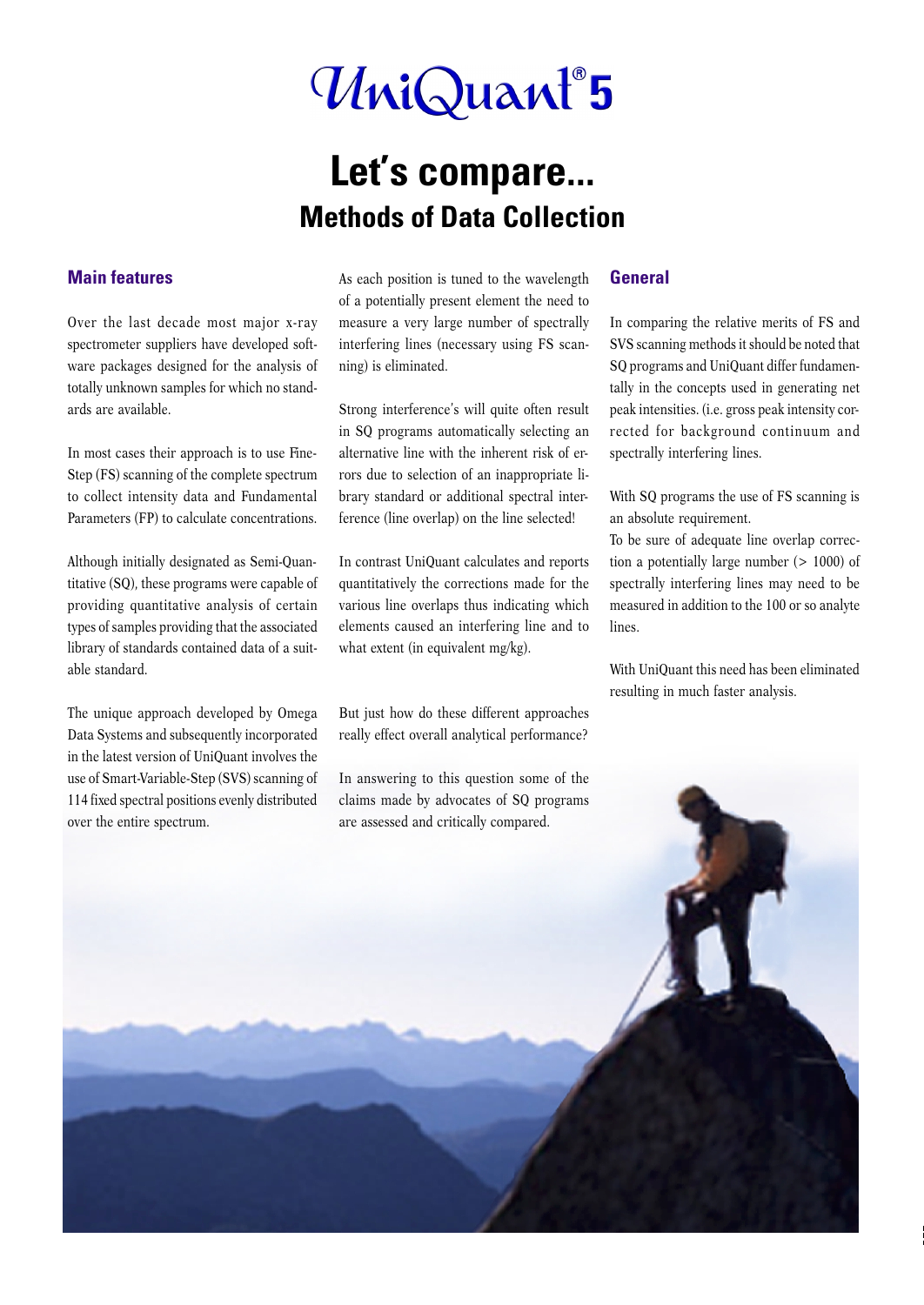# UniQuant® 5

# Let's compare...

## Methods of Data Collection

### Main features

Over the last decade most major x-ray spectrometer suppliers have developed software packages designed for the analysis of totally unknown samples for which no standards are available.

In most cases their approach is to use Fine-Step (FS) scanning of the complete spectrum to collect intensity data and Fundamental Parameters (FP) to calculate concentrations.

Although initially designated as Semi-Quantitative (SQ), these programs were capable of providing quantitative analysis of certain types of samples providing that the associated library of standards contained data of a suitable standard.

The unique approach developed by Omega Data Systems and subsequently incorporated in the latest version of UniQuant involves the use of Smart-Variable-Step (SVS) scanning of 114 fixed spectral positions evenly distributed over the entire spectrum.

As each position is tuned to the wavelength of a potentially present element the need to measure a very large number of spectrally interfering lines (necessary using FS scanning) is eliminated.

Strong interference's will quite often result in SQ programs automatically selecting an alternative line with the inherent risk of errors due to selection of an inappropriate library standard or additional spectral interference (line overlap) on the line selected!

In contrast UniQuant calculates and reports quantitatively the corrections made for the various line overlaps thus indicating which elements caused an interfering line and to what extent (in equivalent mg/kg).

But just how do these different approaches really effect overall analytical performance?

In answering to this question some of the claims made by advocates of SQ programs are assessed and critically compared.

### General

In comparing the relative merits of FS and SVS scanning methods it should be noted that SQ programs and UniQuant differ fundamentally in the concepts used in generating net peak intensities. (i.e. gross peak intensity corrected for background continuum and spectrally interfering lines.

With SQ programs the use of FS scanning is an absolute requirement.
To be sure of adequate line overlap correction a potentially large number (> 1000) of spectrally interfering lines may need to be measured in addition to the 100 or so analyte lines.

With UniQuant this need has been eliminated resulting in much faster analysis.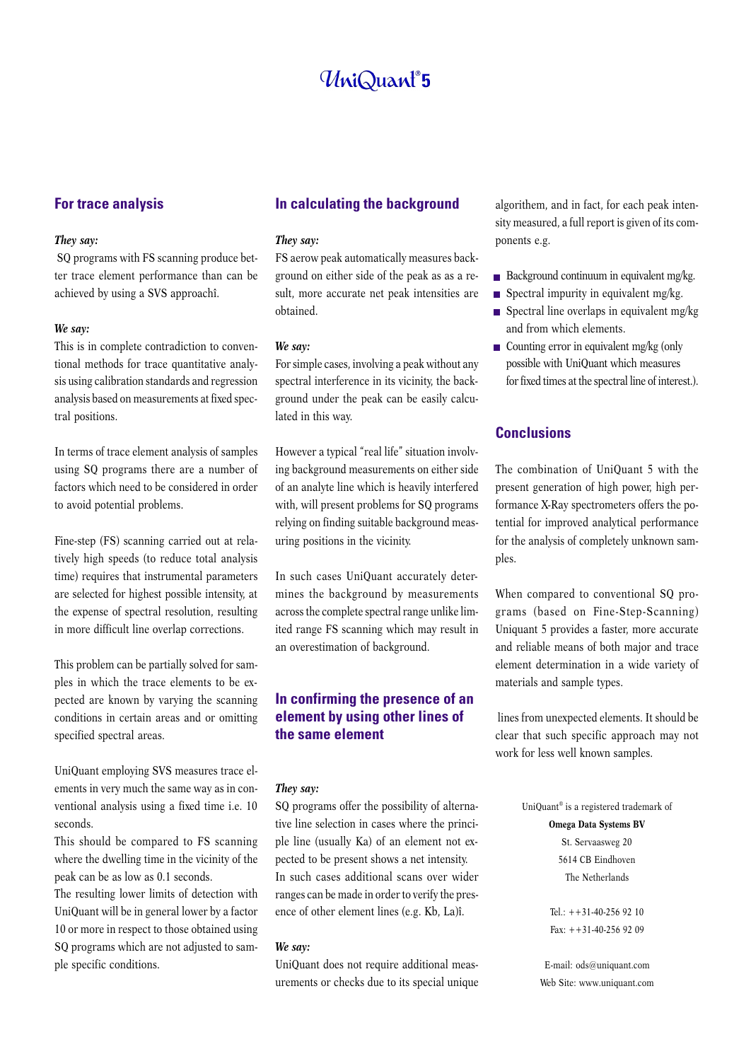# UniQuant®5

## For trace analysis

***They say:***

SQ programs with FS scanning produce better trace element performance than can be achieved by using a SVS approachî.

***We say:***

This is in complete contradiction to conventional methods for trace quantitative analysis using calibration standards and regression analysis based on measurements at fixed spectral positions.

In terms of trace element analysis of samples using SQ programs there are a number of factors which need to be considered in order to avoid potential problems.

Fine-step (FS) scanning carried out at relatively high speeds (to reduce total analysis time) requires that instrumental parameters are selected for highest possible intensity, at the expense of spectral resolution, resulting in more difficult line overlap corrections.

This problem can be partially solved for samples in which the trace elements to be expected are known by varying the scanning conditions in certain areas and or omitting specified spectral areas.

UniQuant employing SVS measures trace elements in very much the same way as in conventional analysis using a fixed time i.e. 10 seconds.
This should be compared to FS scanning where the dwelling time in the vicinity of the peak can be as low as 0.1 seconds.
The resulting lower limits of detection with UniQuant will be in general lower by a factor 10 or more in respect to those obtained using SQ programs which are not adjusted to sample specific conditions.

## In calculating the background

***They say:***

FS aerow peak automatically measures background on either side of the peak as as a result, more accurate net peak intensities are obtained.

***We say:***

For simple cases, involving a peak without any spectral interference in its vicinity, the background under the peak can be easily calculated in this way.

However a typical "real life" situation involving background measurements on either side of an analyte line which is heavily interfered with, will present problems for SQ programs relying on finding suitable background measuring positions in the vicinity.

In such cases UniQuant accurately determines the background by measurements across the complete spectral range unlike limited range FS scanning which may result in an overestimation of background.

## In confirming the presence of an element by using other lines of the same element

***They say:***

SQ programs offer the possibility of alternative line selection in cases where the principle line (usually Ka) of an element not expected to be present shows a net intensity.
In such cases additional scans over wider ranges can be made in order to verify the presence of other element lines (e.g. Kb, La)î.

***We say:***

UniQuant does not require additional measurements or checks due to its special unique algorithem, and in fact, for each peak intensity measured, a full report is given of its components e.g.

- Background continuum in equivalent mg/kg.
- Spectral impurity in equivalent mg/kg.
- Spectral line overlaps in equivalent mg/kg and from which elements.
- Counting error in equivalent mg/kg (only possible with UniQuant which measures for fixed times at the spectral line of interest.).

## Conclusions

The combination of UniQuant 5 with the present generation of high power, high performance X-Ray spectrometers offers the potential for improved analytical performance for the analysis of completely unknown samples.

When compared to conventional SQ programs (based on Fine-Step-Scanning) Uniquant 5 provides a faster, more accurate and reliable means of both major and trace element determination in a wide variety of materials and sample types.

lines from unexpected elements. It should be clear that such specific approach may not work for less well known samples.

UniQuant® is a registered trademark of
**Omega Data Systems BV**
St. Servaasweg 20
5614 CB Eindhoven
The Netherlands

Tel.: ++31-40-256 92 10
Fax: ++31-40-256 92 09

E-mail: ods@uniquant.com
Web Site: www.uniquant.com